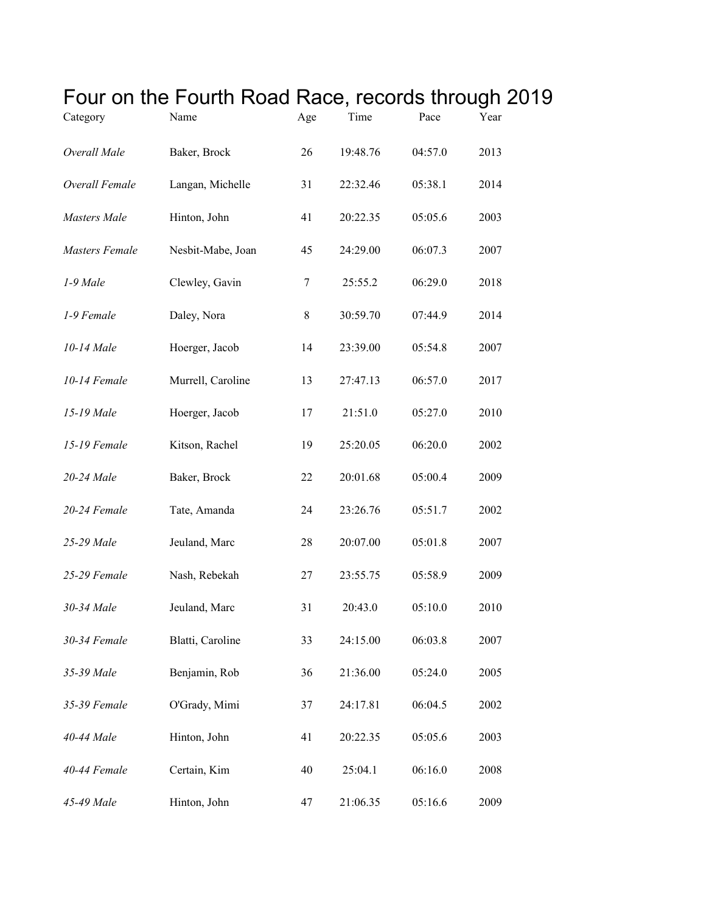# Four on the Fourth Road Race, records through 2019

| Category | Name | Age | Time | Pace | Year |
|---|---|---|---|---|---|
| *Overall Male* | Baker, Brock | 26 | 19:48.76 | 04:57.0 | 2013 |
| *Overall Female* | Langan, Michelle | 31 | 22:32.46 | 05:38.1 | 2014 |
| *Masters Male* | Hinton, John | 41 | 20:22.35 | 05:05.6 | 2003 |
| *Masters Female* | Nesbit-Mabe, Joan | 45 | 24:29.00 | 06:07.3 | 2007 |
| *1-9 Male* | Clewley, Gavin | 7 | 25:55.2 | 06:29.0 | 2018 |
| *1-9 Female* | Daley, Nora | 8 | 30:59.70 | 07:44.9 | 2014 |
| *10-14 Male* | Hoerger, Jacob | 14 | 23:39.00 | 05:54.8 | 2007 |
| *10-14 Female* | Murrell, Caroline | 13 | 27:47.13 | 06:57.0 | 2017 |
| *15-19 Male* | Hoerger, Jacob | 17 | 21:51.0 | 05:27.0 | 2010 |
| *15-19 Female* | Kitson, Rachel | 19 | 25:20.05 | 06:20.0 | 2002 |
| *20-24 Male* | Baker, Brock | 22 | 20:01.68 | 05:00.4 | 2009 |
| *20-24 Female* | Tate, Amanda | 24 | 23:26.76 | 05:51.7 | 2002 |
| *25-29 Male* | Jeuland, Marc | 28 | 20:07.00 | 05:01.8 | 2007 |
| *25-29 Female* | Nash, Rebekah | 27 | 23:55.75 | 05:58.9 | 2009 |
| *30-34 Male* | Jeuland, Marc | 31 | 20:43.0 | 05:10.0 | 2010 |
| *30-34 Female* | Blatti, Caroline | 33 | 24:15.00 | 06:03.8 | 2007 |
| *35-39 Male* | Benjamin, Rob | 36 | 21:36.00 | 05:24.0 | 2005 |
| *35-39 Female* | O'Grady, Mimi | 37 | 24:17.81 | 06:04.5 | 2002 |
| *40-44 Male* | Hinton, John | 41 | 20:22.35 | 05:05.6 | 2003 |
| *40-44 Female* | Certain, Kim | 40 | 25:04.1 | 06:16.0 | 2008 |
| *45-49 Male* | Hinton, John | 47 | 21:06.35 | 05:16.6 | 2009 |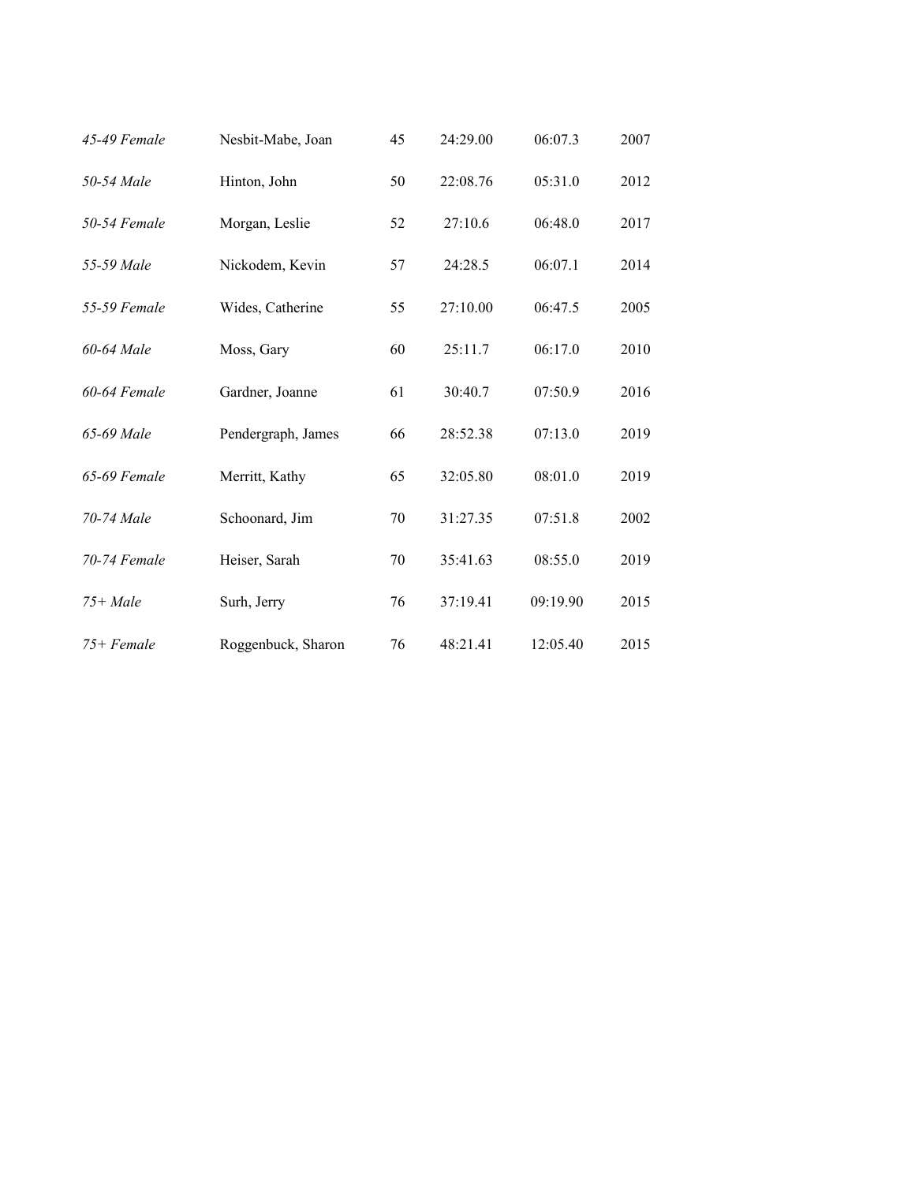| | | | | | |
|---|---|---|---|---|---|
| *45-49 Female* | Nesbit-Mabe, Joan | 45 | 24:29.00 | 06:07.3 | 2007 |
| *50-54 Male* | Hinton, John | 50 | 22:08.76 | 05:31.0 | 2012 |
| *50-54 Female* | Morgan, Leslie | 52 | 27:10.6 | 06:48.0 | 2017 |
| *55-59 Male* | Nickodem, Kevin | 57 | 24:28.5 | 06:07.1 | 2014 |
| *55-59 Female* | Wides, Catherine | 55 | 27:10.00 | 06:47.5 | 2005 |
| *60-64 Male* | Moss, Gary | 60 | 25:11.7 | 06:17.0 | 2010 |
| *60-64 Female* | Gardner, Joanne | 61 | 30:40.7 | 07:50.9 | 2016 |
| *65-69 Male* | Pendergraph, James | 66 | 28:52.38 | 07:13.0 | 2019 |
| *65-69 Female* | Merritt, Kathy | 65 | 32:05.80 | 08:01.0 | 2019 |
| *70-74 Male* | Schoonard, Jim | 70 | 31:27.35 | 07:51.8 | 2002 |
| *70-74 Female* | Heiser, Sarah | 70 | 35:41.63 | 08:55.0 | 2019 |
| *75+ Male* | Surh, Jerry | 76 | 37:19.41 | 09:19.90 | 2015 |
| *75+ Female* | Roggenbuck, Sharon | 76 | 48:21.41 | 12:05.40 | 2015 |